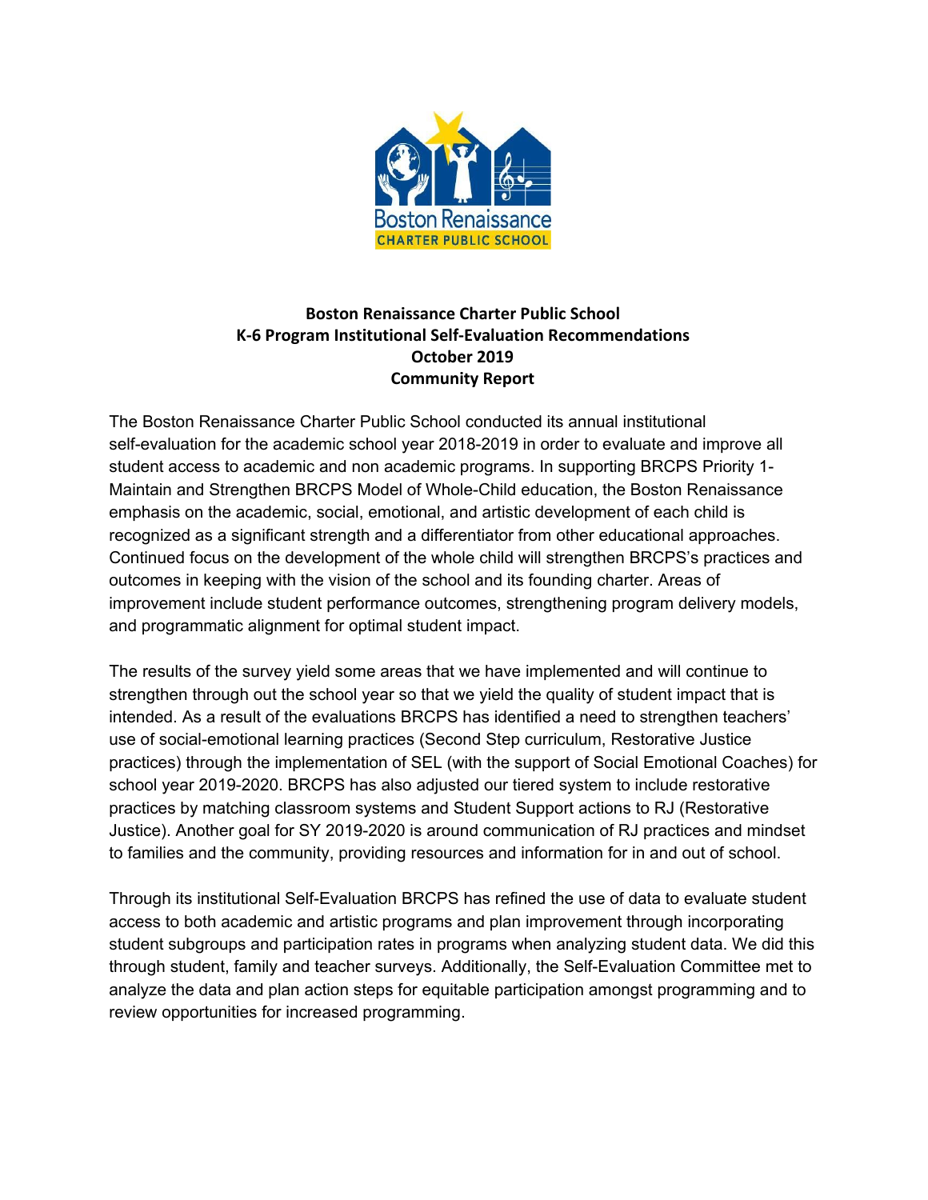**Boston Renaissance Charter Public School**
**K-6 Program Institutional Self-Evaluation Recommendations**
**October 2019**
**Community Report**

The Boston Renaissance Charter Public School conducted its annual institutional self-evaluation for the academic school year 2018-2019 in order to evaluate and improve all student access to academic and non academic programs. In supporting BRCPS Priority 1- Maintain and Strengthen BRCPS Model of Whole-Child education, the Boston Renaissance emphasis on the academic, social, emotional, and artistic development of each child is recognized as a significant strength and a differentiator from other educational approaches. Continued focus on the development of the whole child will strengthen BRCPS's practices and outcomes in keeping with the vision of the school and its founding charter. Areas of improvement include student performance outcomes, strengthening program delivery models, and programmatic alignment for optimal student impact.

The results of the survey yield some areas that we have implemented and will continue to strengthen through out the school year so that we yield the quality of student impact that is intended. As a result of the evaluations BRCPS has identified a need to strengthen teachers' use of social-emotional learning practices (Second Step curriculum, Restorative Justice practices) through the implementation of SEL (with the support of Social Emotional Coaches) for school year 2019-2020. BRCPS has also adjusted our tiered system to include restorative practices by matching classroom systems and Student Support actions to RJ (Restorative Justice). Another goal for SY 2019-2020 is around communication of RJ practices and mindset to families and the community, providing resources and information for in and out of school.

Through its institutional Self-Evaluation BRCPS has refined the use of data to evaluate student access to both academic and artistic programs and plan improvement through incorporating student subgroups and participation rates in programs when analyzing student data. We did this through student, family and teacher surveys. Additionally, the Self-Evaluation Committee met to analyze the data and plan action steps for equitable participation amongst programming and to review opportunities for increased programming.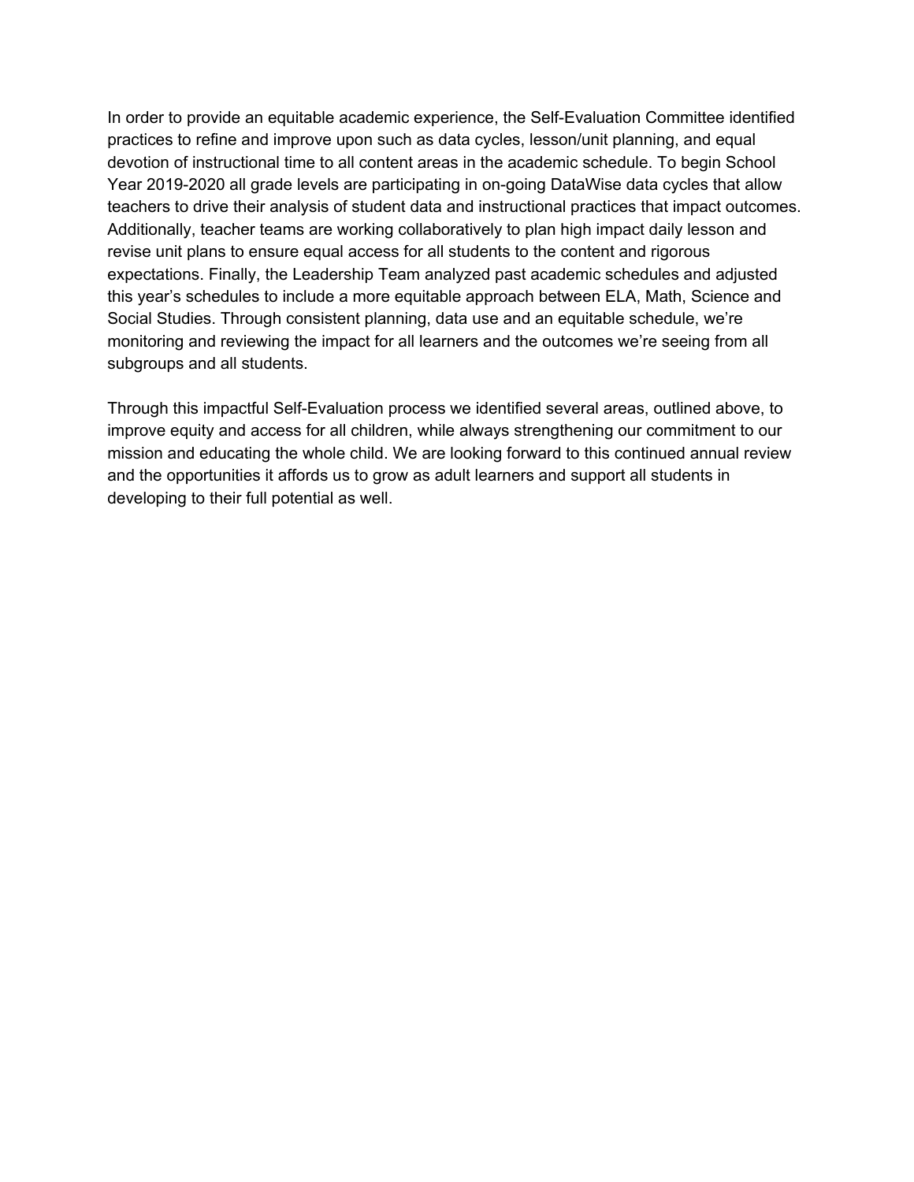In order to provide an equitable academic experience, the Self-Evaluation Committee identified practices to refine and improve upon such as data cycles, lesson/unit planning, and equal devotion of instructional time to all content areas in the academic schedule. To begin School Year 2019-2020 all grade levels are participating in on-going DataWise data cycles that allow teachers to drive their analysis of student data and instructional practices that impact outcomes. Additionally, teacher teams are working collaboratively to plan high impact daily lesson and revise unit plans to ensure equal access for all students to the content and rigorous expectations. Finally, the Leadership Team analyzed past academic schedules and adjusted this year's schedules to include a more equitable approach between ELA, Math, Science and Social Studies. Through consistent planning, data use and an equitable schedule, we're monitoring and reviewing the impact for all learners and the outcomes we're seeing from all subgroups and all students.

Through this impactful Self-Evaluation process we identified several areas, outlined above, to improve equity and access for all children, while always strengthening our commitment to our mission and educating the whole child. We are looking forward to this continued annual review and the opportunities it affords us to grow as adult learners and support all students in developing to their full potential as well.